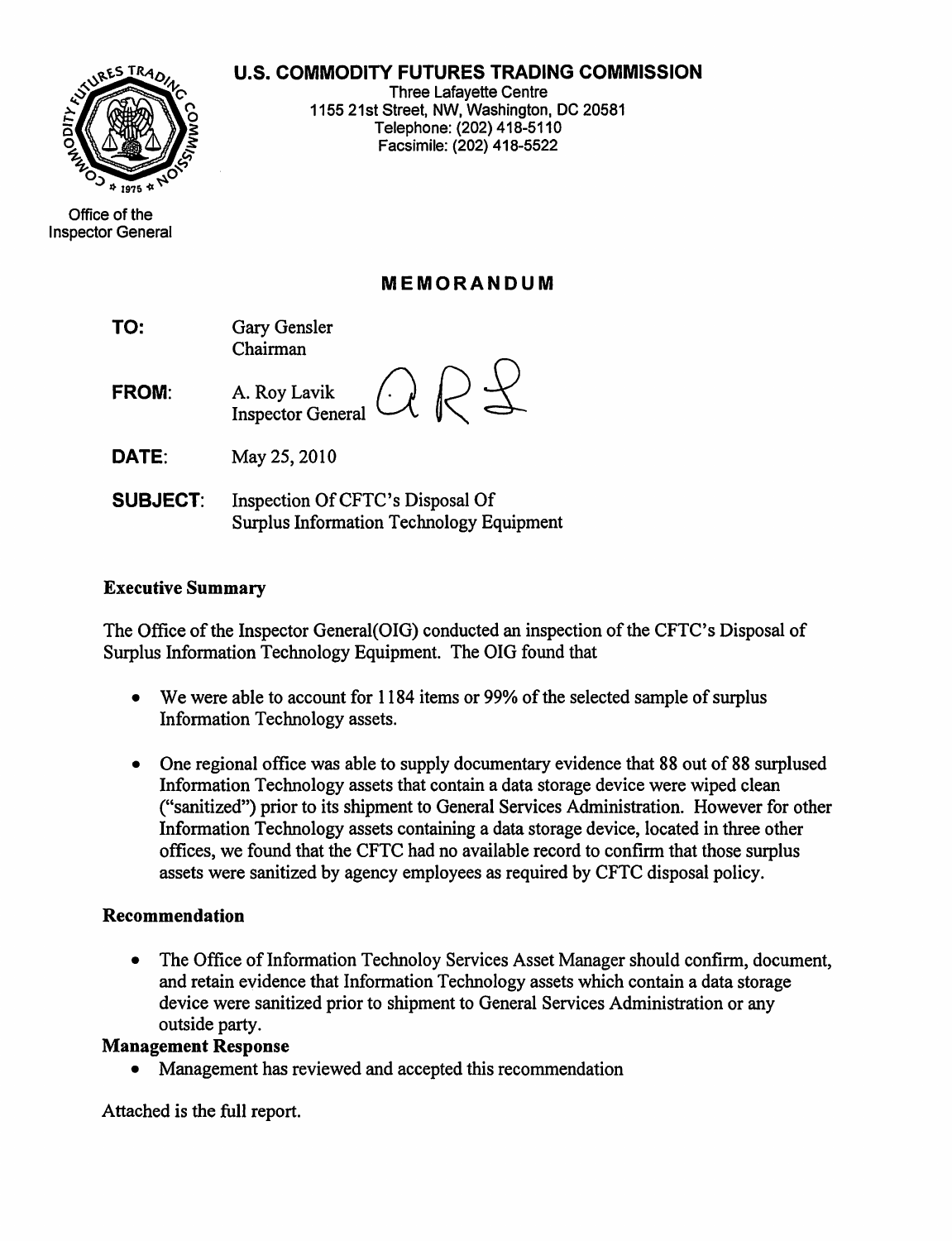**U.S. COMMODITY FUTURES TRADING COMMISSION**

Three Lafayette Centre
1155 21st Street, NW, Washington, DC 20581
Telephone: (202) 418-5110
Facsimile: (202) 418-5522

Office of the
Inspector General

## MEMORANDUM

**TO:** Gary Gensler
Chairman

**FROM:** A. Roy Lavik
Inspector General

**DATE:** May 25, 2010

**SUBJECT:** Inspection Of CFTC's Disposal Of Surplus Information Technology Equipment

### Executive Summary

The Office of the Inspector General(OIG) conducted an inspection of the CFTC's Disposal of Surplus Information Technology Equipment. The OIG found that

- We were able to account for 1184 items or 99% of the selected sample of surplus Information Technology assets.
- One regional office was able to supply documentary evidence that 88 out of 88 surplused Information Technology assets that contain a data storage device were wiped clean ("sanitized") prior to its shipment to General Services Administration. However for other Information Technology assets containing a data storage device, located in three other offices, we found that the CFTC had no available record to confirm that those surplus assets were sanitized by agency employees as required by CFTC disposal policy.

### Recommendation

- The Office of Information Technoloy Services Asset Manager should confirm, document, and retain evidence that Information Technology assets which contain a data storage device were sanitized prior to shipment to General Services Administration or any outside party.

### Management Response

- Management has reviewed and accepted this recommendation

Attached is the full report.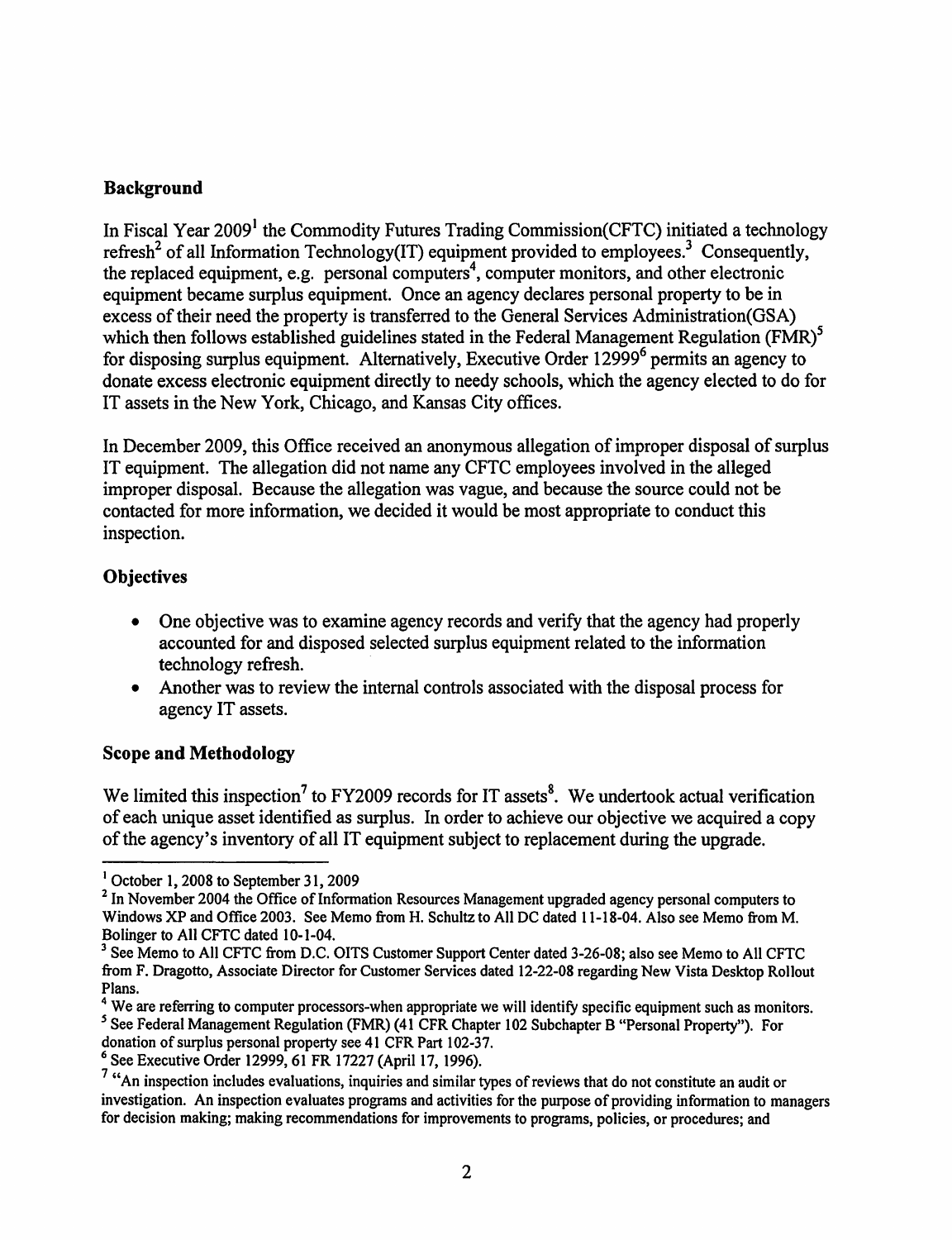## Background

In Fiscal Year 2009[1] the Commodity Futures Trading Commission(CFTC) initiated a technology refresh[2] of all Information Technology(IT) equipment provided to employees.[3] Consequently, the replaced equipment, e.g. personal computers[4], computer monitors, and other electronic equipment became surplus equipment. Once an agency declares personal property to be in excess of their need the property is transferred to the General Services Administration(GSA) which then follows established guidelines stated in the Federal Management Regulation (FMR)[5] for disposing surplus equipment. Alternatively, Executive Order 12999[6] permits an agency to donate excess electronic equipment directly to needy schools, which the agency elected to do for IT assets in the New York, Chicago, and Kansas City offices.

In December 2009, this Office received an anonymous allegation of improper disposal of surplus IT equipment. The allegation did not name any CFTC employees involved in the alleged improper disposal. Because the allegation was vague, and because the source could not be contacted for more information, we decided it would be most appropriate to conduct this inspection.

## Objectives

- One objective was to examine agency records and verify that the agency had properly accounted for and disposed selected surplus equipment related to the information technology refresh.
- Another was to review the internal controls associated with the disposal process for agency IT assets.

## Scope and Methodology

We limited this inspection[7] to FY2009 records for IT assets[8]. We undertook actual verification of each unique asset identified as surplus. In order to achieve our objective we acquired a copy of the agency's inventory of all IT equipment subject to replacement during the upgrade.

---

[1] October 1, 2008 to September 31, 2009

[2] In November 2004 the Office of Information Resources Management upgraded agency personal computers to Windows XP and Office 2003. See Memo from H. Schultz to All DC dated 11-18-04. Also see Memo from M. Bolinger to All CFTC dated 10-1-04.

[3] See Memo to All CFTC from D.C. OITS Customer Support Center dated 3-26-08; also see Memo to All CFTC from F. Dragotto, Associate Director for Customer Services dated 12-22-08 regarding New Vista Desktop Rollout Plans.

[4] We are referring to computer processors-when appropriate we will identify specific equipment such as monitors.

[5] See Federal Management Regulation (FMR) (41 CFR Chapter 102 Subchapter B "Personal Property"). For donation of surplus personal property see 41 CFR Part 102-37.

[6] See Executive Order 12999, 61 FR 17227 (April 17, 1996).

[7] "An inspection includes evaluations, inquiries and similar types of reviews that do not constitute an audit or investigation. An inspection evaluates programs and activities for the purpose of providing information to managers for decision making; making recommendations for improvements to programs, policies, or procedures; and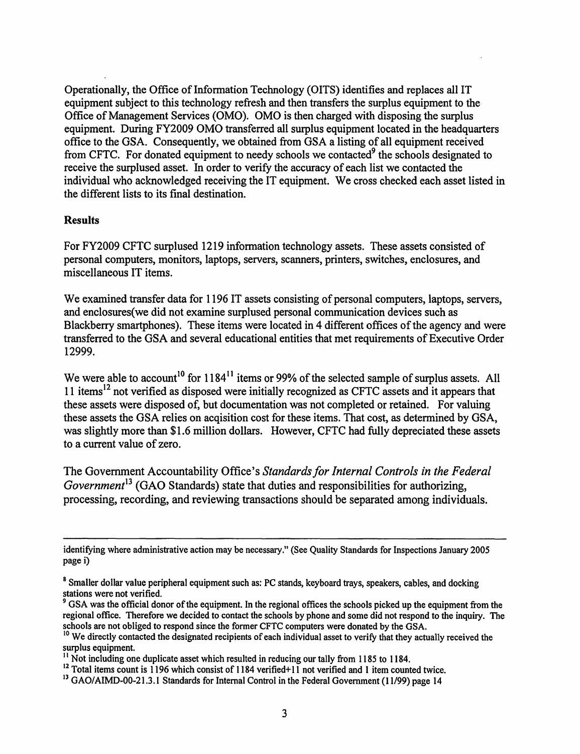Operationally, the Office of Information Technology (OITS) identifies and replaces all IT equipment subject to this technology refresh and then transfers the surplus equipment to the Office of Management Services (OMO). OMO is then charged with disposing the surplus equipment. During FY2009 OMO transferred all surplus equipment located in the headquarters office to the GSA. Consequently, we obtained from GSA a listing of all equipment received from CFTC. For donated equipment to needy schools we contacted[9] the schools designated to receive the surplused asset. In order to verify the accuracy of each list we contacted the individual who acknowledged receiving the IT equipment. We cross checked each asset listed in the different lists to its final destination.

**Results**

For FY2009 CFTC surplused 1219 information technology assets. These assets consisted of personal computers, monitors, laptops, servers, scanners, printers, switches, enclosures, and miscellaneous IT items.

We examined transfer data for 1196 IT assets consisting of personal computers, laptops, servers, and enclosures(we did not examine surplused personal communication devices such as Blackberry smartphones). These items were located in 4 different offices of the agency and were transferred to the GSA and several educational entities that met requirements of Executive Order 12999.

We were able to account[10] for 1184[11] items or 99% of the selected sample of surplus assets. All 11 items[12] not verified as disposed were initially recognized as CFTC assets and it appears that these assets were disposed of, but documentation was not completed or retained. For valuing these assets the GSA relies on acqisition cost for these items. That cost, as determined by GSA, was slightly more than $1.6 million dollars. However, CFTC had fully depreciated these assets to a current value of zero.

The Government Accountability Office's *Standards for Internal Controls in the Federal Government*[13] (GAO Standards) state that duties and responsibilities for authorizing, processing, recording, and reviewing transactions should be separated among individuals.

---

identifying where administrative action may be necessary." (See Quality Standards for Inspections January 2005 page i)

[8] Smaller dollar value peripheral equipment such as: PC stands, keyboard trays, speakers, cables, and docking stations were not verified.

[9] GSA was the official donor of the equipment. In the regional offices the schools picked up the equipment from the regional office. Therefore we decided to contact the schools by phone and some did not respond to the inquiry. The schools are not obliged to respond since the former CFTC computers were donated by the GSA.

[10] We directly contacted the designated recipients of each individual asset to verify that they actually received the surplus equipment.

[11] Not including one duplicate asset which resulted in reducing our tally from 1185 to 1184.

[12] Total items count is 1196 which consist of 1184 verified+11 not verified and 1 item counted twice.

[13] GAO/AIMD-00-21.3.1 Standards for Internal Control in the Federal Government (11/99) page 14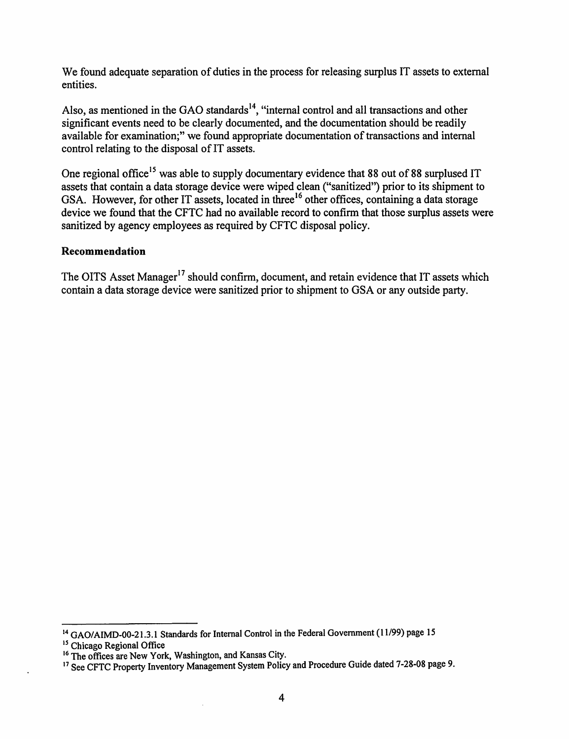We found adequate separation of duties in the process for releasing surplus IT assets to external entities.

Also, as mentioned in the GAO standards[14], "internal control and all transactions and other significant events need to be clearly documented, and the documentation should be readily available for examination;" we found appropriate documentation of transactions and internal control relating to the disposal of IT assets.

One regional office[15] was able to supply documentary evidence that 88 out of 88 surplused IT assets that contain a data storage device were wiped clean ("sanitized") prior to its shipment to GSA. However, for other IT assets, located in three[16] other offices, containing a data storage device we found that the CFTC had no available record to confirm that those surplus assets were sanitized by agency employees as required by CFTC disposal policy.

**Recommendation**

The OITS Asset Manager[17] should confirm, document, and retain evidence that IT assets which contain a data storage device were sanitized prior to shipment to GSA or any outside party.

---

[14] GAO/AIMD-00-21.3.1 Standards for Internal Control in the Federal Government (11/99) page 15

[15] Chicago Regional Office

[16] The offices are New York, Washington, and Kansas City.

[17] See CFTC Property Inventory Management System Policy and Procedure Guide dated 7-28-08 page 9.